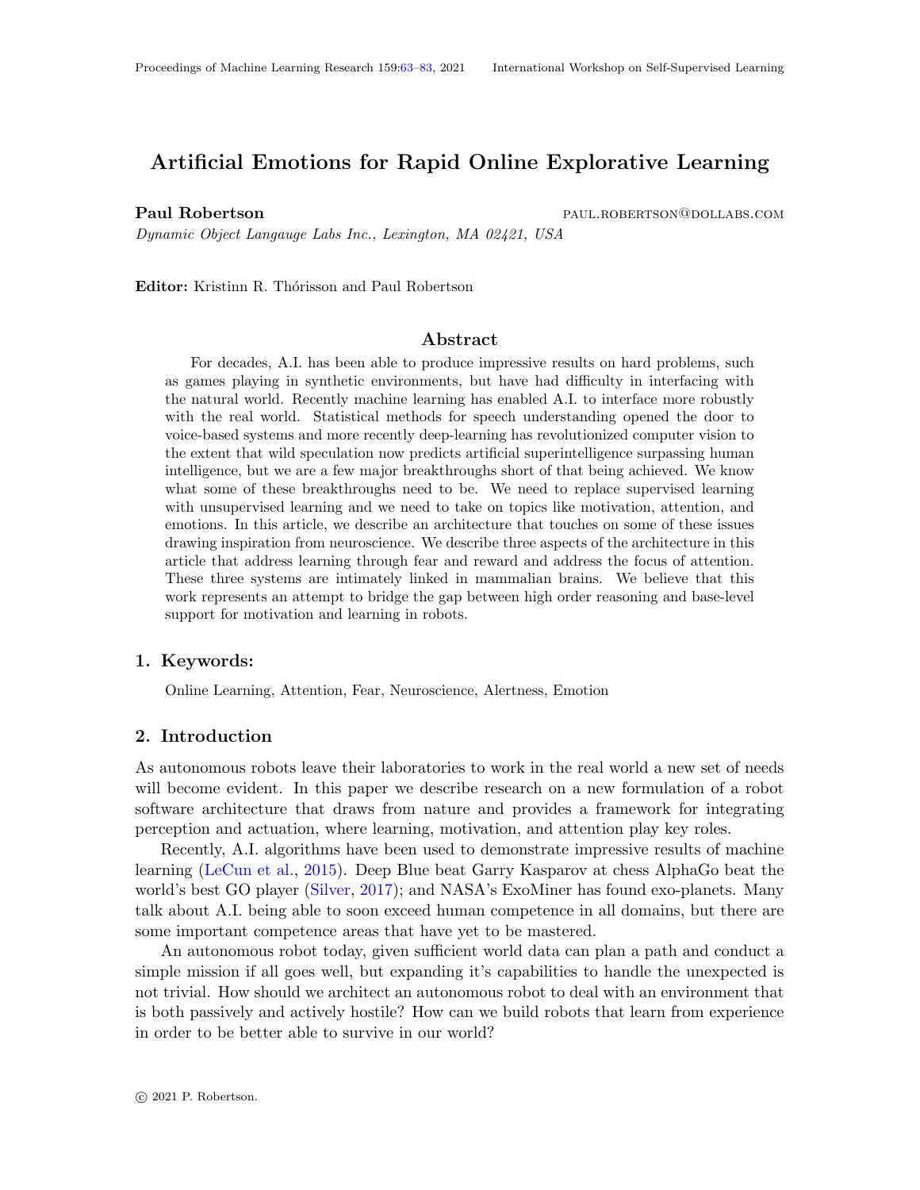# Artificial Emotions for Rapid Online Explorative Learning

**Paul Robertson** PAUL.ROBERTSON@DOLLABS.COM

*Dynamic Object Langauge Labs Inc., Lexington, MA 02421, USA*

**Editor:** Kristinn R. Thórisson and Paul Robertson

## Abstract

For decades, A.I. has been able to produce impressive results on hard problems, such as games playing in synthetic environments, but have had difficulty in interfacing with the natural world. Recently machine learning has enabled A.I. to interface more robustly with the real world. Statistical methods for speech understanding opened the door to voice-based systems and more recently deep-learning has revolutionized computer vision to the extent that wild speculation now predicts artificial superintelligence surpassing human intelligence, but we are a few major breakthroughs short of that being achieved. We know what some of these breakthroughs need to be. We need to replace supervised learning with unsupervised learning and we need to take on topics like motivation, attention, and emotions. In this article, we describe an architecture that touches on some of these issues drawing inspiration from neuroscience. We describe three aspects of the architecture in this article that address learning through fear and reward and address the focus of attention. These three systems are intimately linked in mammalian brains. We believe that this work represents an attempt to bridge the gap between high order reasoning and base-level support for motivation and learning in robots.

## 1. Keywords:

Online Learning, Attention, Fear, Neuroscience, Alertness, Emotion

## 2. Introduction

As autonomous robots leave their laboratories to work in the real world a new set of needs will become evident. In this paper we describe research on a new formulation of a robot software architecture that draws from nature and provides a framework for integrating perception and actuation, where learning, motivation, and attention play key roles.

Recently, A.I. algorithms have been used to demonstrate impressive results of machine learning (LeCun et al., 2015). Deep Blue beat Garry Kasparov at chess AlphaGo beat the world's best GO player (Silver, 2017); and NASA's ExoMiner has found exo-planets. Many talk about A.I. being able to soon exceed human competence in all domains, but there are some important competence areas that have yet to be mastered.

An autonomous robot today, given sufficient world data can plan a path and conduct a simple mission if all goes well, but expanding it's capabilities to handle the unexpected is not trivial. How should we architect an autonomous robot to deal with an environment that is both passively and actively hostile? How can we build robots that learn from experience in order to be better able to survive in our world?

© 2021 P. Robertson.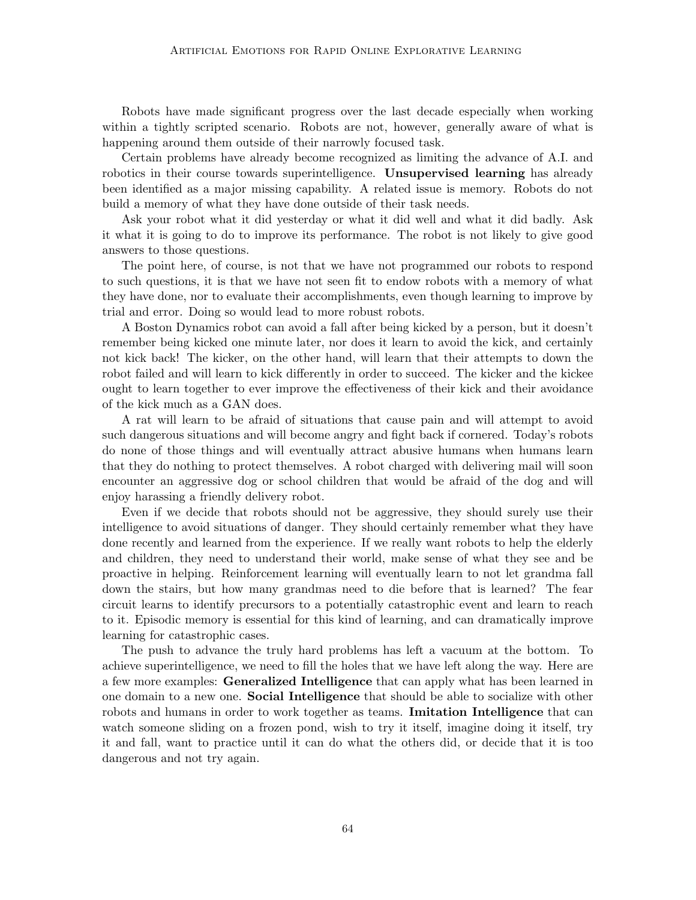Robots have made significant progress over the last decade especially when working within a tightly scripted scenario. Robots are not, however, generally aware of what is happening around them outside of their narrowly focused task.

Certain problems have already become recognized as limiting the advance of A.I. and robotics in their course towards superintelligence. **Unsupervised learning** has already been identified as a major missing capability. A related issue is memory. Robots do not build a memory of what they have done outside of their task needs.

Ask your robot what it did yesterday or what it did well and what it did badly. Ask it what it is going to do to improve its performance. The robot is not likely to give good answers to those questions.

The point here, of course, is not that we have not programmed our robots to respond to such questions, it is that we have not seen fit to endow robots with a memory of what they have done, nor to evaluate their accomplishments, even though learning to improve by trial and error. Doing so would lead to more robust robots.

A Boston Dynamics robot can avoid a fall after being kicked by a person, but it doesn't remember being kicked one minute later, nor does it learn to avoid the kick, and certainly not kick back! The kicker, on the other hand, will learn that their attempts to down the robot failed and will learn to kick differently in order to succeed. The kicker and the kickee ought to learn together to ever improve the effectiveness of their kick and their avoidance of the kick much as a GAN does.

A rat will learn to be afraid of situations that cause pain and will attempt to avoid such dangerous situations and will become angry and fight back if cornered. Today's robots do none of those things and will eventually attract abusive humans when humans learn that they do nothing to protect themselves. A robot charged with delivering mail will soon encounter an aggressive dog or school children that would be afraid of the dog and will enjoy harassing a friendly delivery robot.

Even if we decide that robots should not be aggressive, they should surely use their intelligence to avoid situations of danger. They should certainly remember what they have done recently and learned from the experience. If we really want robots to help the elderly and children, they need to understand their world, make sense of what they see and be proactive in helping. Reinforcement learning will eventually learn to not let grandma fall down the stairs, but how many grandmas need to die before that is learned? The fear circuit learns to identify precursors to a potentially catastrophic event and learn to reach to it. Episodic memory is essential for this kind of learning, and can dramatically improve learning for catastrophic cases.

The push to advance the truly hard problems has left a vacuum at the bottom. To achieve superintelligence, we need to fill the holes that we have left along the way. Here are a few more examples: **Generalized Intelligence** that can apply what has been learned in one domain to a new one. **Social Intelligence** that should be able to socialize with other robots and humans in order to work together as teams. **Imitation Intelligence** that can watch someone sliding on a frozen pond, wish to try it itself, imagine doing it itself, try it and fall, want to practice until it can do what the others did, or decide that it is too dangerous and not try again.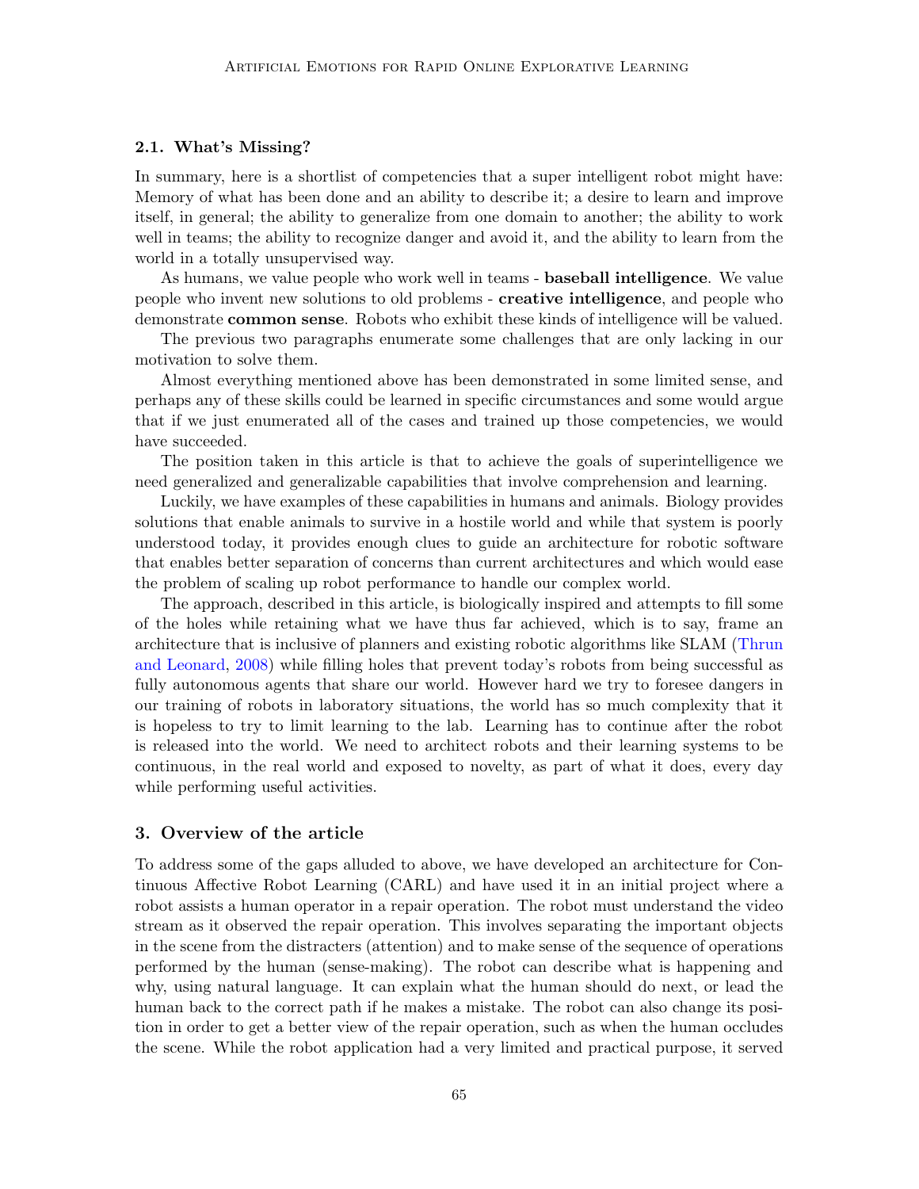### 2.1. What's Missing?

In summary, here is a shortlist of competencies that a super intelligent robot might have: Memory of what has been done and an ability to describe it; a desire to learn and improve itself, in general; the ability to generalize from one domain to another; the ability to work well in teams; the ability to recognize danger and avoid it, and the ability to learn from the world in a totally unsupervised way.

As humans, we value people who work well in teams - **baseball intelligence**. We value people who invent new solutions to old problems - **creative intelligence**, and people who demonstrate **common sense**. Robots who exhibit these kinds of intelligence will be valued.

The previous two paragraphs enumerate some challenges that are only lacking in our motivation to solve them.

Almost everything mentioned above has been demonstrated in some limited sense, and perhaps any of these skills could be learned in specific circumstances and some would argue that if we just enumerated all of the cases and trained up those competencies, we would have succeeded.

The position taken in this article is that to achieve the goals of superintelligence we need generalized and generalizable capabilities that involve comprehension and learning.

Luckily, we have examples of these capabilities in humans and animals. Biology provides solutions that enable animals to survive in a hostile world and while that system is poorly understood today, it provides enough clues to guide an architecture for robotic software that enables better separation of concerns than current architectures and which would ease the problem of scaling up robot performance to handle our complex world.

The approach, described in this article, is biologically inspired and attempts to fill some of the holes while retaining what we have thus far achieved, which is to say, frame an architecture that is inclusive of planners and existing robotic algorithms like SLAM (Thrun and Leonard, 2008) while filling holes that prevent today's robots from being successful as fully autonomous agents that share our world. However hard we try to foresee dangers in our training of robots in laboratory situations, the world has so much complexity that it is hopeless to try to limit learning to the lab. Learning has to continue after the robot is released into the world. We need to architect robots and their learning systems to be continuous, in the real world and exposed to novelty, as part of what it does, every day while performing useful activities.

## 3. Overview of the article

To address some of the gaps alluded to above, we have developed an architecture for Continuous Affective Robot Learning (CARL) and have used it in an initial project where a robot assists a human operator in a repair operation. The robot must understand the video stream as it observed the repair operation. This involves separating the important objects in the scene from the distracters (attention) and to make sense of the sequence of operations performed by the human (sense-making). The robot can describe what is happening and why, using natural language. It can explain what the human should do next, or lead the human back to the correct path if he makes a mistake. The robot can also change its position in order to get a better view of the repair operation, such as when the human occludes the scene. While the robot application had a very limited and practical purpose, it served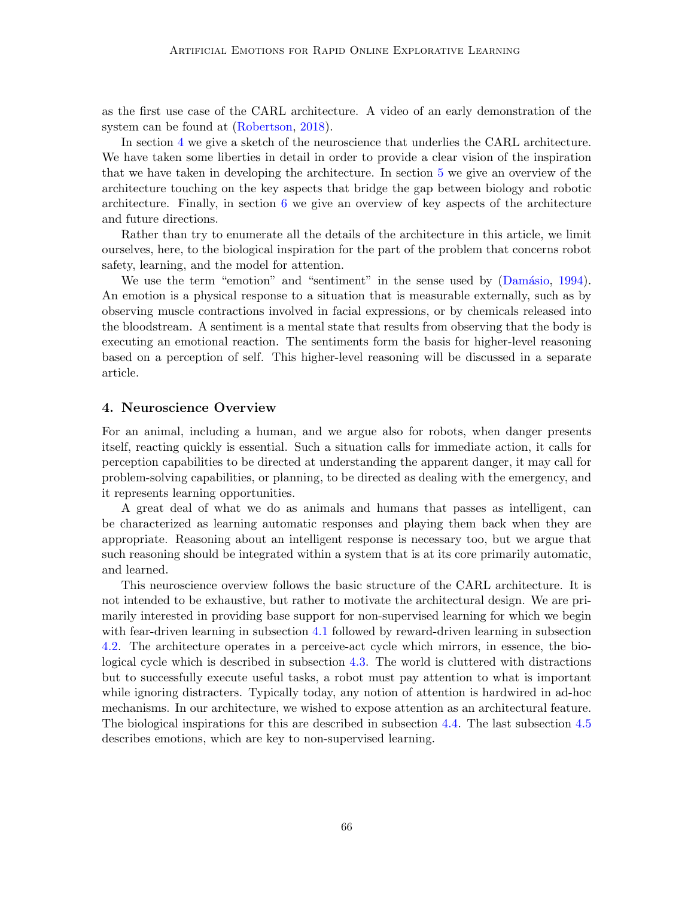as the first use case of the CARL architecture. A video of an early demonstration of the system can be found at (Robertson, 2018).

In section 4 we give a sketch of the neuroscience that underlies the CARL architecture. We have taken some liberties in detail in order to provide a clear vision of the inspiration that we have taken in developing the architecture. In section 5 we give an overview of the architecture touching on the key aspects that bridge the gap between biology and robotic architecture. Finally, in section 6 we give an overview of key aspects of the architecture and future directions.

Rather than try to enumerate all the details of the architecture in this article, we limit ourselves, here, to the biological inspiration for the part of the problem that concerns robot safety, learning, and the model for attention.

We use the term "emotion" and "sentiment" in the sense used by (Damásio, 1994). An emotion is a physical response to a situation that is measurable externally, such as by observing muscle contractions involved in facial expressions, or by chemicals released into the bloodstream. A sentiment is a mental state that results from observing that the body is executing an emotional reaction. The sentiments form the basis for higher-level reasoning based on a perception of self. This higher-level reasoning will be discussed in a separate article.

## 4. Neuroscience Overview

For an animal, including a human, and we argue also for robots, when danger presents itself, reacting quickly is essential. Such a situation calls for immediate action, it calls for perception capabilities to be directed at understanding the apparent danger, it may call for problem-solving capabilities, or planning, to be directed as dealing with the emergency, and it represents learning opportunities.

A great deal of what we do as animals and humans that passes as intelligent, can be characterized as learning automatic responses and playing them back when they are appropriate. Reasoning about an intelligent response is necessary too, but we argue that such reasoning should be integrated within a system that is at its core primarily automatic, and learned.

This neuroscience overview follows the basic structure of the CARL architecture. It is not intended to be exhaustive, but rather to motivate the architectural design. We are primarily interested in providing base support for non-supervised learning for which we begin with fear-driven learning in subsection 4.1 followed by reward-driven learning in subsection 4.2. The architecture operates in a perceive-act cycle which mirrors, in essence, the biological cycle which is described in subsection 4.3. The world is cluttered with distractions but to successfully execute useful tasks, a robot must pay attention to what is important while ignoring distracters. Typically today, any notion of attention is hardwired in ad-hoc mechanisms. In our architecture, we wished to expose attention as an architectural feature. The biological inspirations for this are described in subsection 4.4. The last subsection 4.5 describes emotions, which are key to non-supervised learning.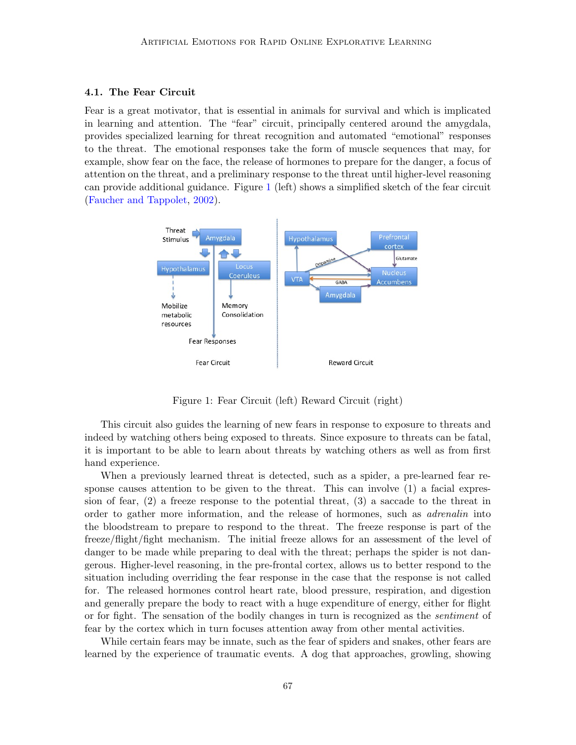### 4.1. The Fear Circuit

Fear is a great motivator, that is essential in animals for survival and which is implicated in learning and attention. The "fear" circuit, principally centered around the amygdala, provides specialized learning for threat recognition and automated "emotional" responses to the threat. The emotional responses take the form of muscle sequences that may, for example, show fear on the face, the release of hormones to prepare for the danger, a focus of attention on the threat, and a preliminary response to the threat until higher-level reasoning can provide additional guidance. Figure 1 (left) shows a simplified sketch of the fear circuit (Faucher and Tappolet, 2002).

Figure 1: Fear Circuit (left) Reward Circuit (right)

This circuit also guides the learning of new fears in response to exposure to threats and indeed by watching others being exposed to threats. Since exposure to threats can be fatal, it is important to be able to learn about threats by watching others as well as from first hand experience.

When a previously learned threat is detected, such as a spider, a pre-learned fear response causes attention to be given to the threat. This can involve (1) a facial expression of fear, (2) a freeze response to the potential threat, (3) a saccade to the threat in order to gather more information, and the release of hormones, such as *adrenalin* into the bloodstream to prepare to respond to the threat. The freeze response is part of the freeze/flight/fight mechanism. The initial freeze allows for an assessment of the level of danger to be made while preparing to deal with the threat; perhaps the spider is not dangerous. Higher-level reasoning, in the pre-frontal cortex, allows us to better respond to the situation including overriding the fear response in the case that the response is not called for. The released hormones control heart rate, blood pressure, respiration, and digestion and generally prepare the body to react with a huge expenditure of energy, either for flight or for fight. The sensation of the bodily changes in turn is recognized as the *sentiment* of fear by the cortex which in turn focuses attention away from other mental activities.

While certain fears may be innate, such as the fear of spiders and snakes, other fears are learned by the experience of traumatic events. A dog that approaches, growling, showing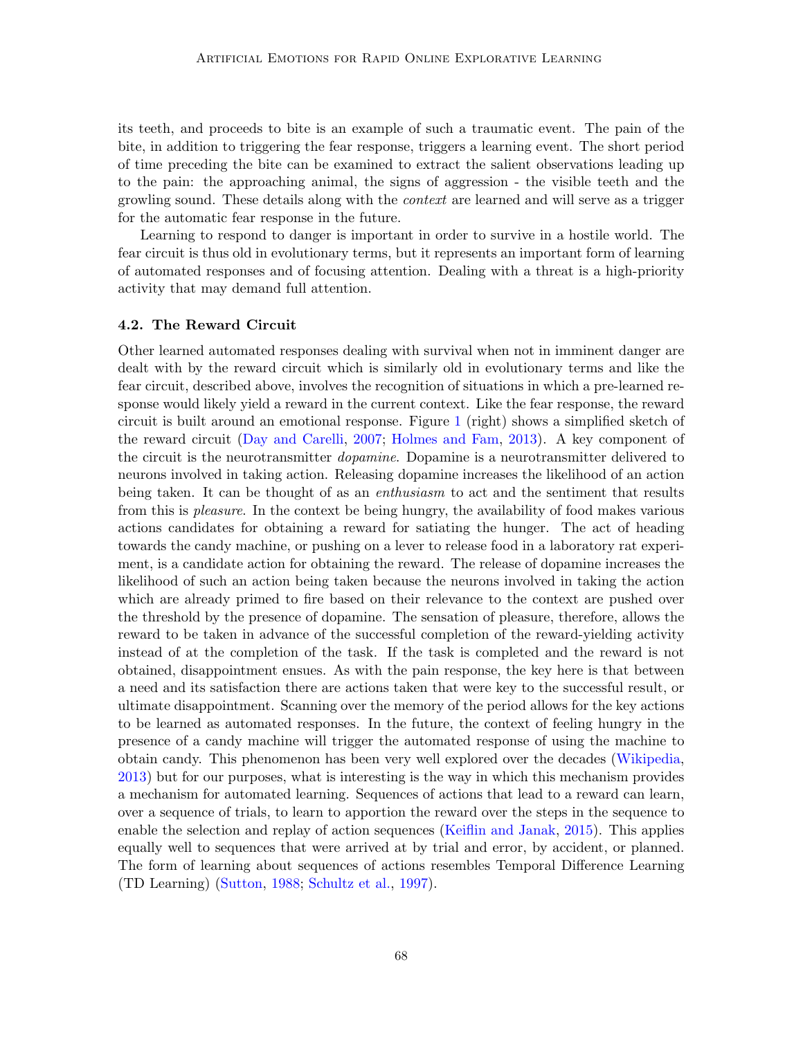its teeth, and proceeds to bite is an example of such a traumatic event. The pain of the bite, in addition to triggering the fear response, triggers a learning event. The short period of time preceding the bite can be examined to extract the salient observations leading up to the pain: the approaching animal, the signs of aggression - the visible teeth and the growling sound. These details along with the *context* are learned and will serve as a trigger for the automatic fear response in the future.

Learning to respond to danger is important in order to survive in a hostile world. The fear circuit is thus old in evolutionary terms, but it represents an important form of learning of automated responses and of focusing attention. Dealing with a threat is a high-priority activity that may demand full attention.

### 4.2. The Reward Circuit

Other learned automated responses dealing with survival when not in imminent danger are dealt with by the reward circuit which is similarly old in evolutionary terms and like the fear circuit, described above, involves the recognition of situations in which a pre-learned response would likely yield a reward in the current context. Like the fear response, the reward circuit is built around an emotional response. Figure 1 (right) shows a simplified sketch of the reward circuit (Day and Carelli, 2007; Holmes and Fam, 2013). A key component of the circuit is the neurotransmitter *dopamine*. Dopamine is a neurotransmitter delivered to neurons involved in taking action. Releasing dopamine increases the likelihood of an action being taken. It can be thought of as an *enthusiasm* to act and the sentiment that results from this is *pleasure*. In the context be being hungry, the availability of food makes various actions candidates for obtaining a reward for satiating the hunger. The act of heading towards the candy machine, or pushing on a lever to release food in a laboratory rat experiment, is a candidate action for obtaining the reward. The release of dopamine increases the likelihood of such an action being taken because the neurons involved in taking the action which are already primed to fire based on their relevance to the context are pushed over the threshold by the presence of dopamine. The sensation of pleasure, therefore, allows the reward to be taken in advance of the successful completion of the reward-yielding activity instead of at the completion of the task. If the task is completed and the reward is not obtained, disappointment ensues. As with the pain response, the key here is that between a need and its satisfaction there are actions taken that were key to the successful result, or ultimate disappointment. Scanning over the memory of the period allows for the key actions to be learned as automated responses. In the future, the context of feeling hungry in the presence of a candy machine will trigger the automated response of using the machine to obtain candy. This phenomenon has been very well explored over the decades (Wikipedia, 2013) but for our purposes, what is interesting is the way in which this mechanism provides a mechanism for automated learning. Sequences of actions that lead to a reward can learn, over a sequence of trials, to learn to apportion the reward over the steps in the sequence to enable the selection and replay of action sequences (Keiflin and Janak, 2015). This applies equally well to sequences that were arrived at by trial and error, by accident, or planned. The form of learning about sequences of actions resembles Temporal Difference Learning (TD Learning) (Sutton, 1988; Schultz et al., 1997).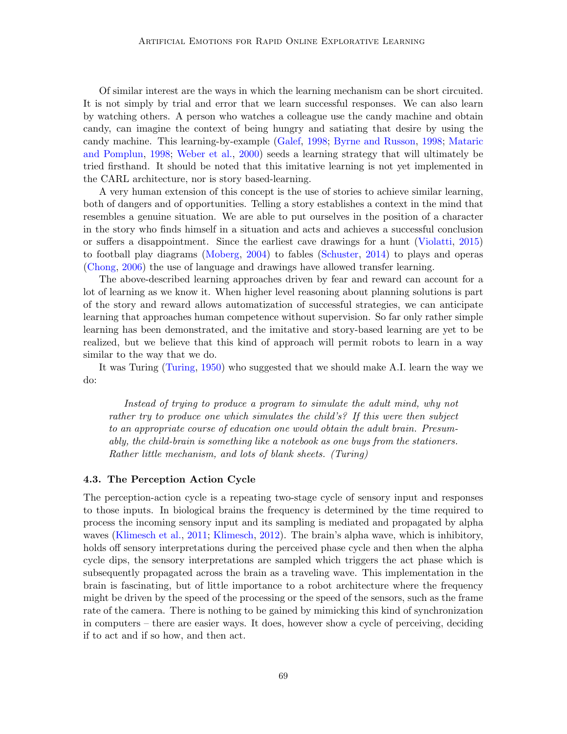Of similar interest are the ways in which the learning mechanism can be short circuited. It is not simply by trial and error that we learn successful responses. We can also learn by watching others. A person who watches a colleague use the candy machine and obtain candy, can imagine the context of being hungry and satiating that desire by using the candy machine. This learning-by-example (Galef, 1998; Byrne and Russon, 1998; Mataric and Pomplun, 1998; Weber et al., 2000) seeds a learning strategy that will ultimately be tried firsthand. It should be noted that this imitative learning is not yet implemented in the CARL architecture, nor is story based-learning.

A very human extension of this concept is the use of stories to achieve similar learning, both of dangers and of opportunities. Telling a story establishes a context in the mind that resembles a genuine situation. We are able to put ourselves in the position of a character in the story who finds himself in a situation and acts and achieves a successful conclusion or suffers a disappointment. Since the earliest cave drawings for a hunt (Violatti, 2015) to football play diagrams (Moberg, 2004) to fables (Schuster, 2014) to plays and operas (Chong, 2006) the use of language and drawings have allowed transfer learning.

The above-described learning approaches driven by fear and reward can account for a lot of learning as we know it. When higher level reasoning about planning solutions is part of the story and reward allows automatization of successful strategies, we can anticipate learning that approaches human competence without supervision. So far only rather simple learning has been demonstrated, and the imitative and story-based learning are yet to be realized, but we believe that this kind of approach will permit robots to learn in a way similar to the way that we do.

It was Turing (Turing, 1950) who suggested that we should make A.I. learn the way we do:

> *Instead of trying to produce a program to simulate the adult mind, why not rather try to produce one which simulates the child's? If this were then subject to an appropriate course of education one would obtain the adult brain. Presumably, the child-brain is something like a notebook as one buys from the stationers. Rather little mechanism, and lots of blank sheets. (Turing)*

### 4.3. The Perception Action Cycle

The perception-action cycle is a repeating two-stage cycle of sensory input and responses to those inputs. In biological brains the frequency is determined by the time required to process the incoming sensory input and its sampling is mediated and propagated by alpha waves (Klimesch et al., 2011; Klimesch, 2012). The brain's alpha wave, which is inhibitory, holds off sensory interpretations during the perceived phase cycle and then when the alpha cycle dips, the sensory interpretations are sampled which triggers the act phase which is subsequently propagated across the brain as a traveling wave. This implementation in the brain is fascinating, but of little importance to a robot architecture where the frequency might be driven by the speed of the processing or the speed of the sensors, such as the frame rate of the camera. There is nothing to be gained by mimicking this kind of synchronization in computers – there are easier ways. It does, however show a cycle of perceiving, deciding if to act and if so how, and then act.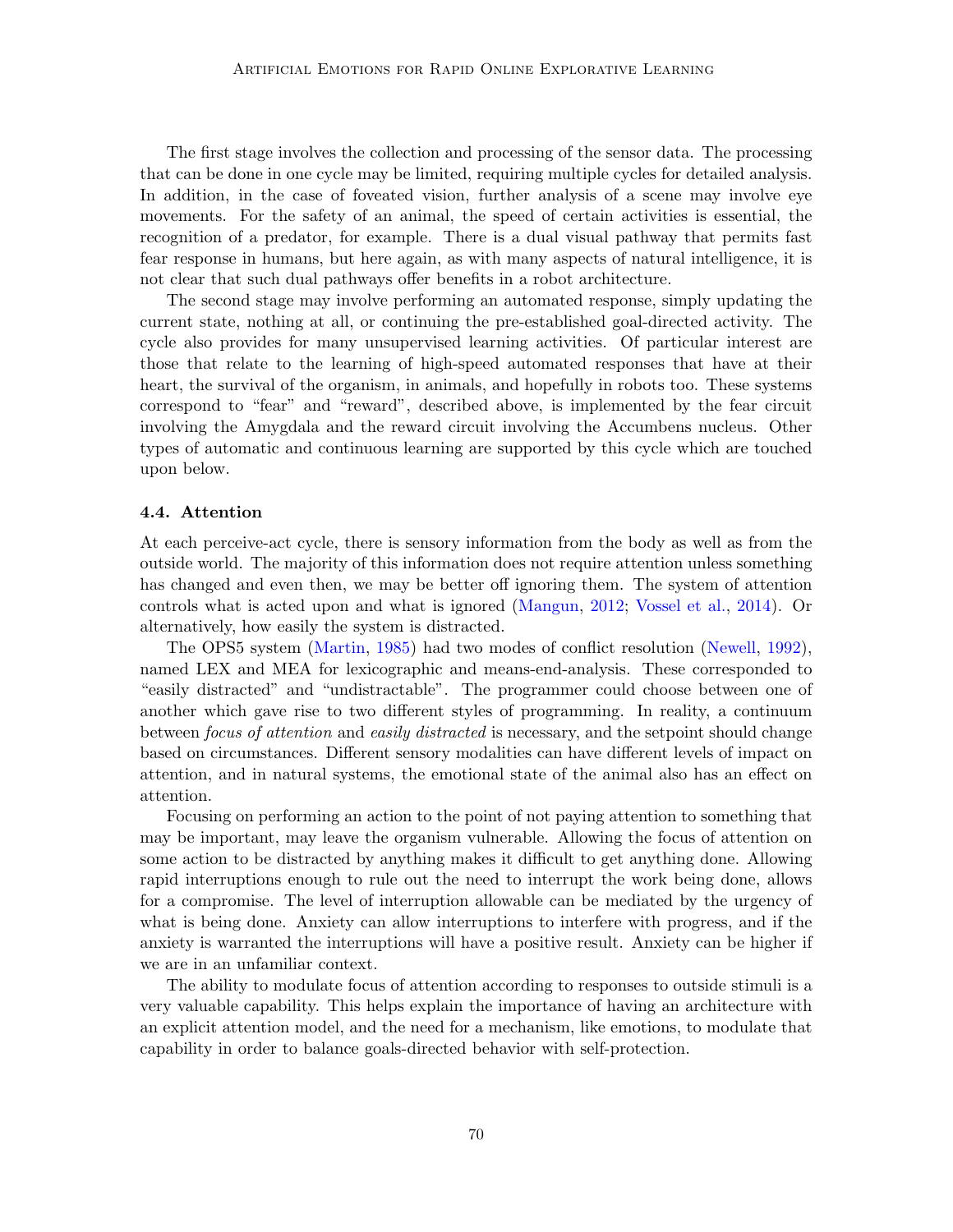The first stage involves the collection and processing of the sensor data. The processing that can be done in one cycle may be limited, requiring multiple cycles for detailed analysis. In addition, in the case of foveated vision, further analysis of a scene may involve eye movements. For the safety of an animal, the speed of certain activities is essential, the recognition of a predator, for example. There is a dual visual pathway that permits fast fear response in humans, but here again, as with many aspects of natural intelligence, it is not clear that such dual pathways offer benefits in a robot architecture.

The second stage may involve performing an automated response, simply updating the current state, nothing at all, or continuing the pre-established goal-directed activity. The cycle also provides for many unsupervised learning activities. Of particular interest are those that relate to the learning of high-speed automated responses that have at their heart, the survival of the organism, in animals, and hopefully in robots too. These systems correspond to "fear" and "reward", described above, is implemented by the fear circuit involving the Amygdala and the reward circuit involving the Accumbens nucleus. Other types of automatic and continuous learning are supported by this cycle which are touched upon below.

### 4.4. Attention

At each perceive-act cycle, there is sensory information from the body as well as from the outside world. The majority of this information does not require attention unless something has changed and even then, we may be better off ignoring them. The system of attention controls what is acted upon and what is ignored (Mangun, 2012; Vossel et al., 2014). Or alternatively, how easily the system is distracted.

The OPS5 system (Martin, 1985) had two modes of conflict resolution (Newell, 1992), named LEX and MEA for lexicographic and means-end-analysis. These corresponded to "easily distracted" and "undistractable". The programmer could choose between one of another which gave rise to two different styles of programming. In reality, a continuum between *focus of attention* and *easily distracted* is necessary, and the setpoint should change based on circumstances. Different sensory modalities can have different levels of impact on attention, and in natural systems, the emotional state of the animal also has an effect on attention.

Focusing on performing an action to the point of not paying attention to something that may be important, may leave the organism vulnerable. Allowing the focus of attention on some action to be distracted by anything makes it difficult to get anything done. Allowing rapid interruptions enough to rule out the need to interrupt the work being done, allows for a compromise. The level of interruption allowable can be mediated by the urgency of what is being done. Anxiety can allow interruptions to interfere with progress, and if the anxiety is warranted the interruptions will have a positive result. Anxiety can be higher if we are in an unfamiliar context.

The ability to modulate focus of attention according to responses to outside stimuli is a very valuable capability. This helps explain the importance of having an architecture with an explicit attention model, and the need for a mechanism, like emotions, to modulate that capability in order to balance goals-directed behavior with self-protection.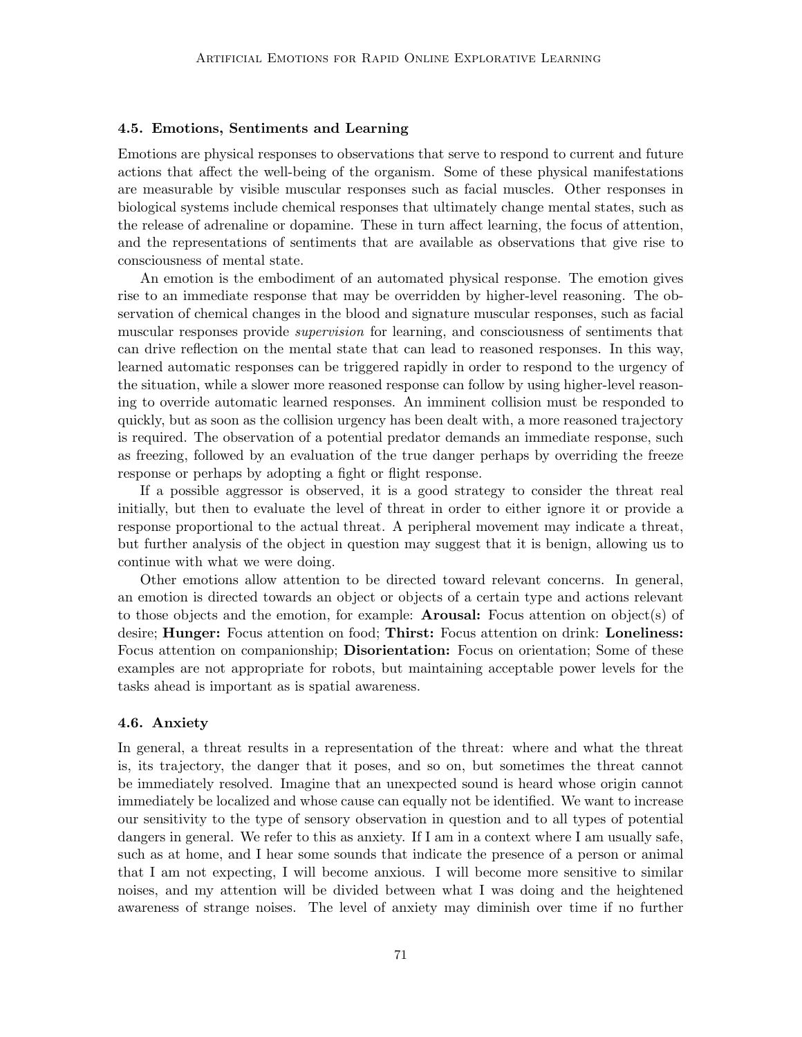### 4.5. Emotions, Sentiments and Learning

Emotions are physical responses to observations that serve to respond to current and future actions that affect the well-being of the organism. Some of these physical manifestations are measurable by visible muscular responses such as facial muscles. Other responses in biological systems include chemical responses that ultimately change mental states, such as the release of adrenaline or dopamine. These in turn affect learning, the focus of attention, and the representations of sentiments that are available as observations that give rise to consciousness of mental state.

An emotion is the embodiment of an automated physical response. The emotion gives rise to an immediate response that may be overridden by higher-level reasoning. The observation of chemical changes in the blood and signature muscular responses, such as facial muscular responses provide *supervision* for learning, and consciousness of sentiments that can drive reflection on the mental state that can lead to reasoned responses. In this way, learned automatic responses can be triggered rapidly in order to respond to the urgency of the situation, while a slower more reasoned response can follow by using higher-level reasoning to override automatic learned responses. An imminent collision must be responded to quickly, but as soon as the collision urgency has been dealt with, a more reasoned trajectory is required. The observation of a potential predator demands an immediate response, such as freezing, followed by an evaluation of the true danger perhaps by overriding the freeze response or perhaps by adopting a fight or flight response.

If a possible aggressor is observed, it is a good strategy to consider the threat real initially, but then to evaluate the level of threat in order to either ignore it or provide a response proportional to the actual threat. A peripheral movement may indicate a threat, but further analysis of the object in question may suggest that it is benign, allowing us to continue with what we were doing.

Other emotions allow attention to be directed toward relevant concerns. In general, an emotion is directed towards an object or objects of a certain type and actions relevant to those objects and the emotion, for example: **Arousal:** Focus attention on object(s) of desire; **Hunger:** Focus attention on food; **Thirst:** Focus attention on drink: **Loneliness:** Focus attention on companionship; **Disorientation:** Focus on orientation; Some of these examples are not appropriate for robots, but maintaining acceptable power levels for the tasks ahead is important as is spatial awareness.

### 4.6. Anxiety

In general, a threat results in a representation of the threat: where and what the threat is, its trajectory, the danger that it poses, and so on, but sometimes the threat cannot be immediately resolved. Imagine that an unexpected sound is heard whose origin cannot immediately be localized and whose cause can equally not be identified. We want to increase our sensitivity to the type of sensory observation in question and to all types of potential dangers in general. We refer to this as anxiety. If I am in a context where I am usually safe, such as at home, and I hear some sounds that indicate the presence of a person or animal that I am not expecting, I will become anxious. I will become more sensitive to similar noises, and my attention will be divided between what I was doing and the heightened awareness of strange noises. The level of anxiety may diminish over time if no further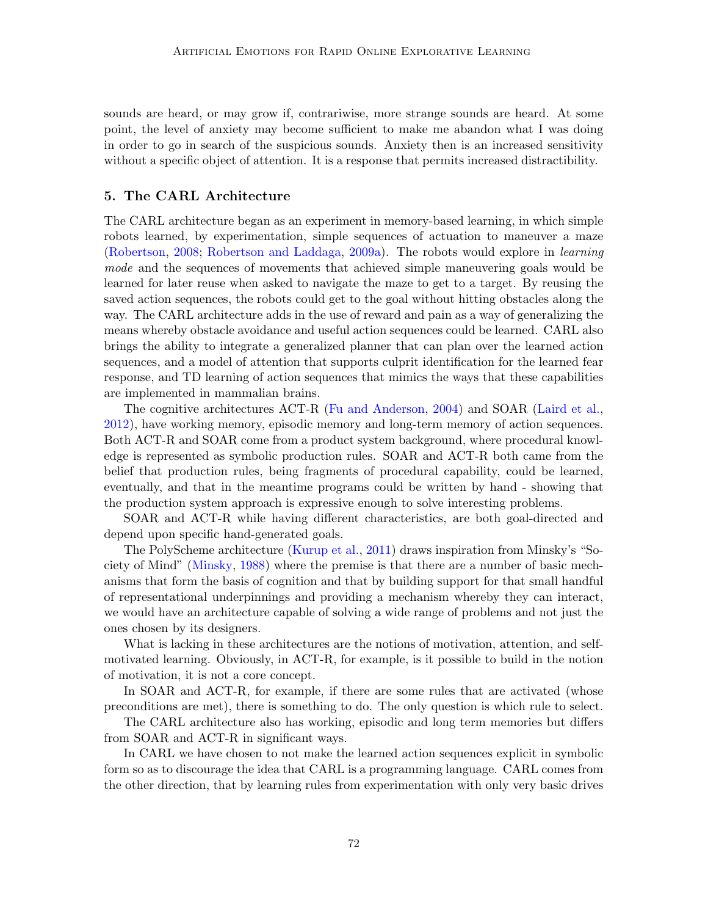sounds are heard, or may grow if, contrariwise, more strange sounds are heard. At some point, the level of anxiety may become sufficient to make me abandon what I was doing in order to go in search of the suspicious sounds. Anxiety then is an increased sensitivity without a specific object of attention. It is a response that permits increased distractibility.

## 5. The CARL Architecture

The CARL architecture began as an experiment in memory-based learning, in which simple robots learned, by experimentation, simple sequences of actuation to maneuver a maze (Robertson, 2008; Robertson and Laddaga, 2009a). The robots would explore in *learning mode* and the sequences of movements that achieved simple maneuvering goals would be learned for later reuse when asked to navigate the maze to get to a target. By reusing the saved action sequences, the robots could get to the goal without hitting obstacles along the way. The CARL architecture adds in the use of reward and pain as a way of generalizing the means whereby obstacle avoidance and useful action sequences could be learned. CARL also brings the ability to integrate a generalized planner that can plan over the learned action sequences, and a model of attention that supports culprit identification for the learned fear response, and TD learning of action sequences that mimics the ways that these capabilities are implemented in mammalian brains.

The cognitive architectures ACT-R (Fu and Anderson, 2004) and SOAR (Laird et al., 2012), have working memory, episodic memory and long-term memory of action sequences. Both ACT-R and SOAR come from a product system background, where procedural knowledge is represented as symbolic production rules. SOAR and ACT-R both came from the belief that production rules, being fragments of procedural capability, could be learned, eventually, and that in the meantime programs could be written by hand - showing that the production system approach is expressive enough to solve interesting problems.

SOAR and ACT-R while having different characteristics, are both goal-directed and depend upon specific hand-generated goals.

The PolyScheme architecture (Kurup et al., 2011) draws inspiration from Minsky's "Society of Mind" (Minsky, 1988) where the premise is that there are a number of basic mechanisms that form the basis of cognition and that by building support for that small handful of representational underpinnings and providing a mechanism whereby they can interact, we would have an architecture capable of solving a wide range of problems and not just the ones chosen by its designers.

What is lacking in these architectures are the notions of motivation, attention, and self-motivated learning. Obviously, in ACT-R, for example, is it possible to build in the notion of motivation, it is not a core concept.

In SOAR and ACT-R, for example, if there are some rules that are activated (whose preconditions are met), there is something to do. The only question is which rule to select.

The CARL architecture also has working, episodic and long term memories but differs from SOAR and ACT-R in significant ways.

In CARL we have chosen to not make the learned action sequences explicit in symbolic form so as to discourage the idea that CARL is a programming language. CARL comes from the other direction, that by learning rules from experimentation with only very basic drives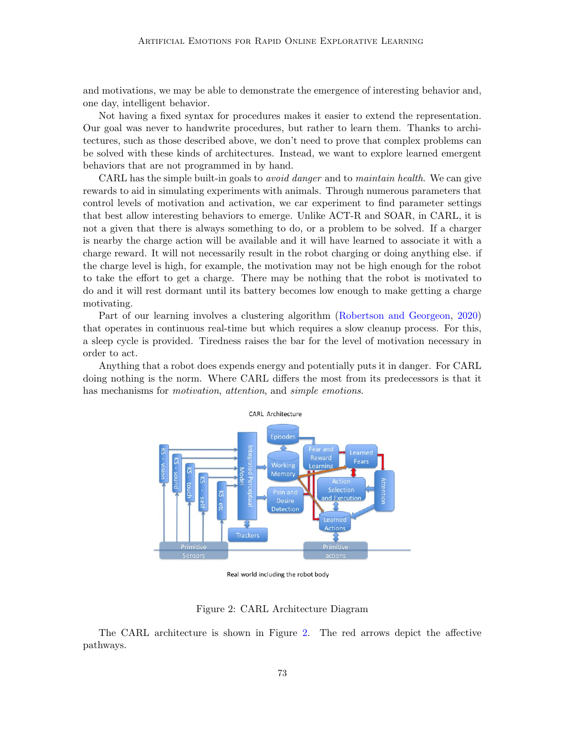and motivations, we may be able to demonstrate the emergence of interesting behavior and, one day, intelligent behavior.

Not having a fixed syntax for procedures makes it easier to extend the representation. Our goal was never to handwrite procedures, but rather to learn them. Thanks to architectures, such as those described above, we don't need to prove that complex problems can be solved with these kinds of architectures. Instead, we want to explore learned emergent behaviors that are not programmed in by hand.

CARL has the simple built-in goals to *avoid danger* and to *maintain health*. We can give rewards to aid in simulating experiments with animals. Through numerous parameters that control levels of motivation and activation, we car experiment to find parameter settings that best allow interesting behaviors to emerge. Unlike ACT-R and SOAR, in CARL, it is not a given that there is always something to do, or a problem to be solved. If a charger is nearby the charge action will be available and it will have learned to associate it with a charge reward. It will not necessarily result in the robot charging or doing anything else. if the charge level is high, for example, the motivation may not be high enough for the robot to take the effort to get a charge. There may be nothing that the robot is motivated to do and it will rest dormant until its battery becomes low enough to make getting a charge motivating.

Part of our learning involves a clustering algorithm (Robertson and Georgeon, 2020) that operates in continuous real-time but which requires a slow cleanup process. For this, a sleep cycle is provided. Tiredness raises the bar for the level of motivation necessary in order to act.

Anything that a robot does expends energy and potentially puts it in danger. For CARL doing nothing is the norm. Where CARL differs the most from its predecessors is that it has mechanisms for *motivation*, *attention*, and *simple emotions*.

Figure 2: CARL Architecture Diagram

The CARL architecture is shown in Figure 2. The red arrows depict the affective pathways.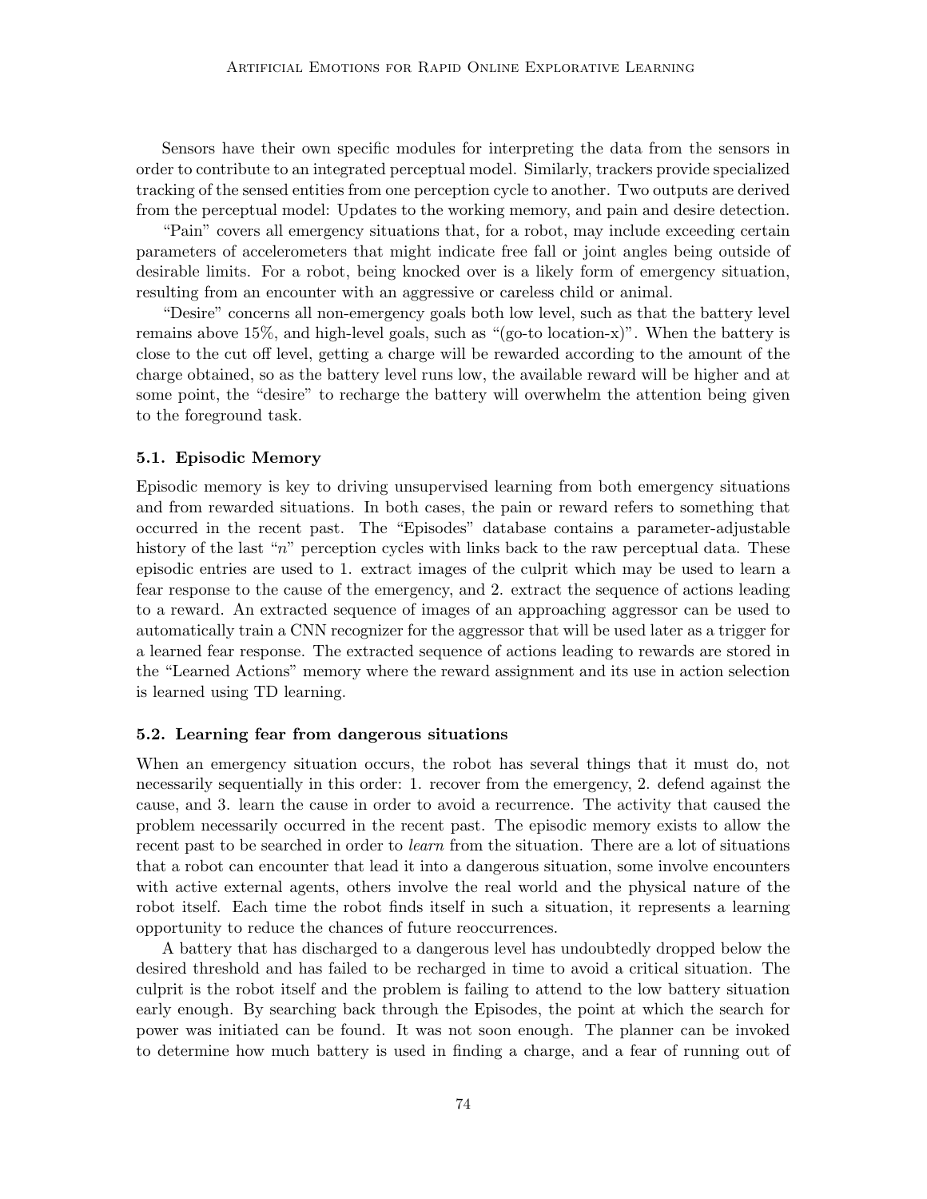Sensors have their own specific modules for interpreting the data from the sensors in order to contribute to an integrated perceptual model. Similarly, trackers provide specialized tracking of the sensed entities from one perception cycle to another. Two outputs are derived from the perceptual model: Updates to the working memory, and pain and desire detection.

"Pain" covers all emergency situations that, for a robot, may include exceeding certain parameters of accelerometers that might indicate free fall or joint angles being outside of desirable limits. For a robot, being knocked over is a likely form of emergency situation, resulting from an encounter with an aggressive or careless child or animal.

"Desire" concerns all non-emergency goals both low level, such as that the battery level remains above 15%, and high-level goals, such as "(go-to location-x)". When the battery is close to the cut off level, getting a charge will be rewarded according to the amount of the charge obtained, so as the battery level runs low, the available reward will be higher and at some point, the "desire" to recharge the battery will overwhelm the attention being given to the foreground task.

### 5.1. Episodic Memory

Episodic memory is key to driving unsupervised learning from both emergency situations and from rewarded situations. In both cases, the pain or reward refers to something that occurred in the recent past. The "Episodes" database contains a parameter-adjustable history of the last "$n$" perception cycles with links back to the raw perceptual data. These episodic entries are used to 1. extract images of the culprit which may be used to learn a fear response to the cause of the emergency, and 2. extract the sequence of actions leading to a reward. An extracted sequence of images of an approaching aggressor can be used to automatically train a CNN recognizer for the aggressor that will be used later as a trigger for a learned fear response. The extracted sequence of actions leading to rewards are stored in the "Learned Actions" memory where the reward assignment and its use in action selection is learned using TD learning.

### 5.2. Learning fear from dangerous situations

When an emergency situation occurs, the robot has several things that it must do, not necessarily sequentially in this order: 1. recover from the emergency, 2. defend against the cause, and 3. learn the cause in order to avoid a recurrence. The activity that caused the problem necessarily occurred in the recent past. The episodic memory exists to allow the recent past to be searched in order to *learn* from the situation. There are a lot of situations that a robot can encounter that lead it into a dangerous situation, some involve encounters with active external agents, others involve the real world and the physical nature of the robot itself. Each time the robot finds itself in such a situation, it represents a learning opportunity to reduce the chances of future reoccurrences.

A battery that has discharged to a dangerous level has undoubtedly dropped below the desired threshold and has failed to be recharged in time to avoid a critical situation. The culprit is the robot itself and the problem is failing to attend to the low battery situation early enough. By searching back through the Episodes, the point at which the search for power was initiated can be found. It was not soon enough. The planner can be invoked to determine how much battery is used in finding a charge, and a fear of running out of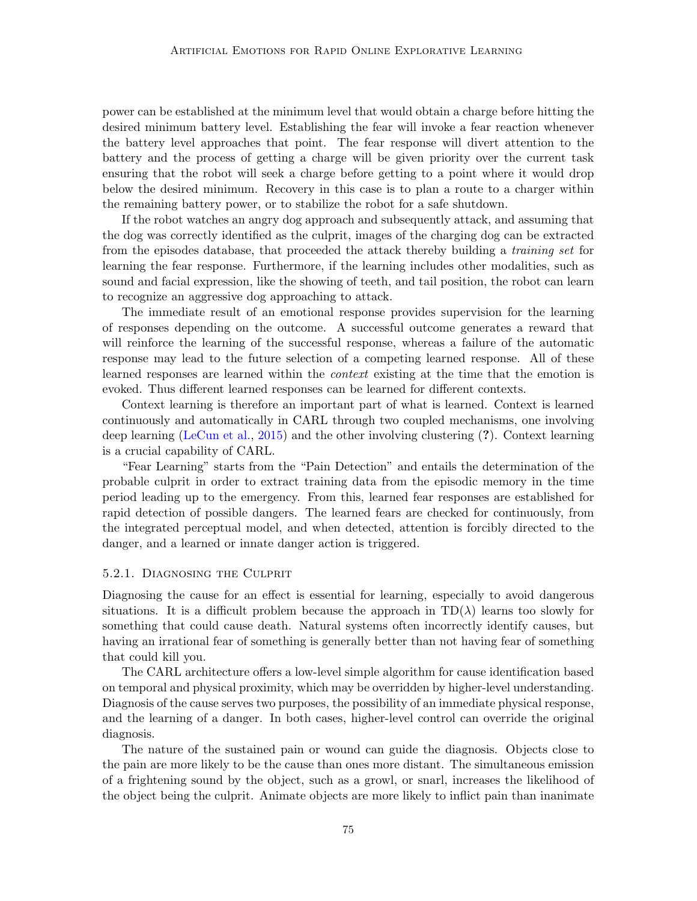power can be established at the minimum level that would obtain a charge before hitting the desired minimum battery level. Establishing the fear will invoke a fear reaction whenever the battery level approaches that point. The fear response will divert attention to the battery and the process of getting a charge will be given priority over the current task ensuring that the robot will seek a charge before getting to a point where it would drop below the desired minimum. Recovery in this case is to plan a route to a charger within the remaining battery power, or to stabilize the robot for a safe shutdown.

If the robot watches an angry dog approach and subsequently attack, and assuming that the dog was correctly identified as the culprit, images of the charging dog can be extracted from the episodes database, that proceeded the attack thereby building a *training set* for learning the fear response. Furthermore, if the learning includes other modalities, such as sound and facial expression, like the showing of teeth, and tail position, the robot can learn to recognize an aggressive dog approaching to attack.

The immediate result of an emotional response provides supervision for the learning of responses depending on the outcome. A successful outcome generates a reward that will reinforce the learning of the successful response, whereas a failure of the automatic response may lead to the future selection of a competing learned response. All of these learned responses are learned within the *context* existing at the time that the emotion is evoked. Thus different learned responses can be learned for different contexts.

Context learning is therefore an important part of what is learned. Context is learned continuously and automatically in CARL through two coupled mechanisms, one involving deep learning (LeCun et al., 2015) and the other involving clustering (**?**). Context learning is a crucial capability of CARL.

"Fear Learning" starts from the "Pain Detection" and entails the determination of the probable culprit in order to extract training data from the episodic memory in the time period leading up to the emergency. From this, learned fear responses are established for rapid detection of possible dangers. The learned fears are checked for continuously, from the integrated perceptual model, and when detected, attention is forcibly directed to the danger, and a learned or innate danger action is triggered.

### 5.2.1. Diagnosing the Culprit

Diagnosing the cause for an effect is essential for learning, especially to avoid dangerous situations. It is a difficult problem because the approach in TD($\lambda$) learns too slowly for something that could cause death. Natural systems often incorrectly identify causes, but having an irrational fear of something is generally better than not having fear of something that could kill you.

The CARL architecture offers a low-level simple algorithm for cause identification based on temporal and physical proximity, which may be overridden by higher-level understanding. Diagnosis of the cause serves two purposes, the possibility of an immediate physical response, and the learning of a danger. In both cases, higher-level control can override the original diagnosis.

The nature of the sustained pain or wound can guide the diagnosis. Objects close to the pain are more likely to be the cause than ones more distant. The simultaneous emission of a frightening sound by the object, such as a growl, or snarl, increases the likelihood of the object being the culprit. Animate objects are more likely to inflict pain than inanimate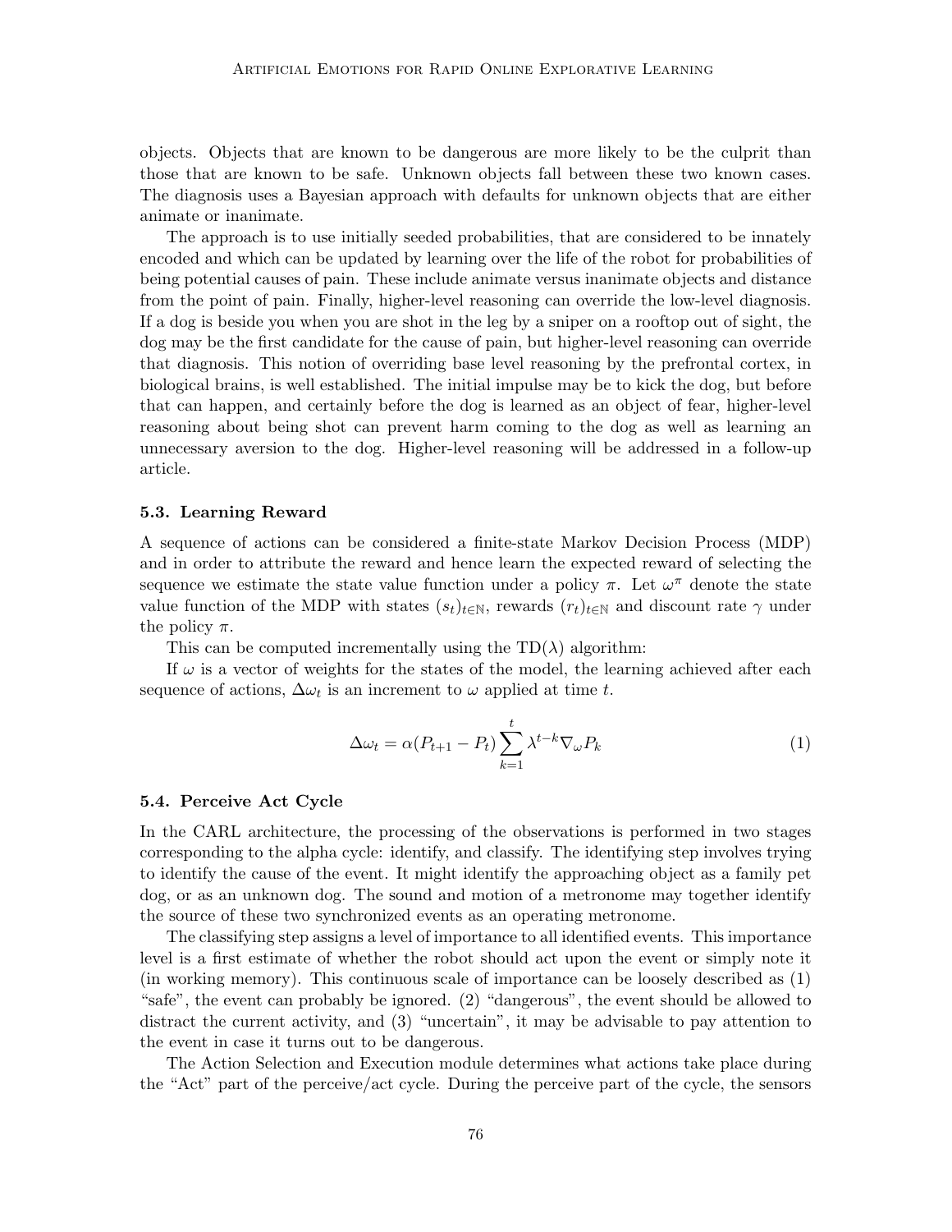objects. Objects that are known to be dangerous are more likely to be the culprit than those that are known to be safe. Unknown objects fall between these two known cases. The diagnosis uses a Bayesian approach with defaults for unknown objects that are either animate or inanimate.

The approach is to use initially seeded probabilities, that are considered to be innately encoded and which can be updated by learning over the life of the robot for probabilities of being potential causes of pain. These include animate versus inanimate objects and distance from the point of pain. Finally, higher-level reasoning can override the low-level diagnosis. If a dog is beside you when you are shot in the leg by a sniper on a rooftop out of sight, the dog may be the first candidate for the cause of pain, but higher-level reasoning can override that diagnosis. This notion of overriding base level reasoning by the prefrontal cortex, in biological brains, is well established. The initial impulse may be to kick the dog, but before that can happen, and certainly before the dog is learned as an object of fear, higher-level reasoning about being shot can prevent harm coming to the dog as well as learning an unnecessary aversion to the dog. Higher-level reasoning will be addressed in a follow-up article.

### 5.3. Learning Reward

A sequence of actions can be considered a finite-state Markov Decision Process (MDP) and in order to attribute the reward and hence learn the expected reward of selecting the sequence we estimate the state value function under a policy $\pi$. Let $\omega^{\pi}$ denote the state value function of the MDP with states $(s_t)_{t \in \mathbb{N}}$, rewards $(r_t)_{t \in \mathbb{N}}$ and discount rate $\gamma$ under the policy $\pi$.

This can be computed incrementally using the TD($\lambda$) algorithm:

If $\omega$ is a vector of weights for the states of the model, the learning achieved after each sequence of actions, $\Delta\omega_t$ is an increment to $\omega$ applied at time $t$.

$$\Delta\omega_t = \alpha(P_{t+1} - P_t) \sum_{k=1}^{t} \lambda^{t-k} \nabla_{\omega} P_k \tag{1}$$

### 5.4. Perceive Act Cycle

In the CARL architecture, the processing of the observations is performed in two stages corresponding to the alpha cycle: identify, and classify. The identifying step involves trying to identify the cause of the event. It might identify the approaching object as a family pet dog, or as an unknown dog. The sound and motion of a metronome may together identify the source of these two synchronized events as an operating metronome.

The classifying step assigns a level of importance to all identified events. This importance level is a first estimate of whether the robot should act upon the event or simply note it (in working memory). This continuous scale of importance can be loosely described as (1) "safe", the event can probably be ignored. (2) "dangerous", the event should be allowed to distract the current activity, and (3) "uncertain", it may be advisable to pay attention to the event in case it turns out to be dangerous.

The Action Selection and Execution module determines what actions take place during the "Act" part of the perceive/act cycle. During the perceive part of the cycle, the sensors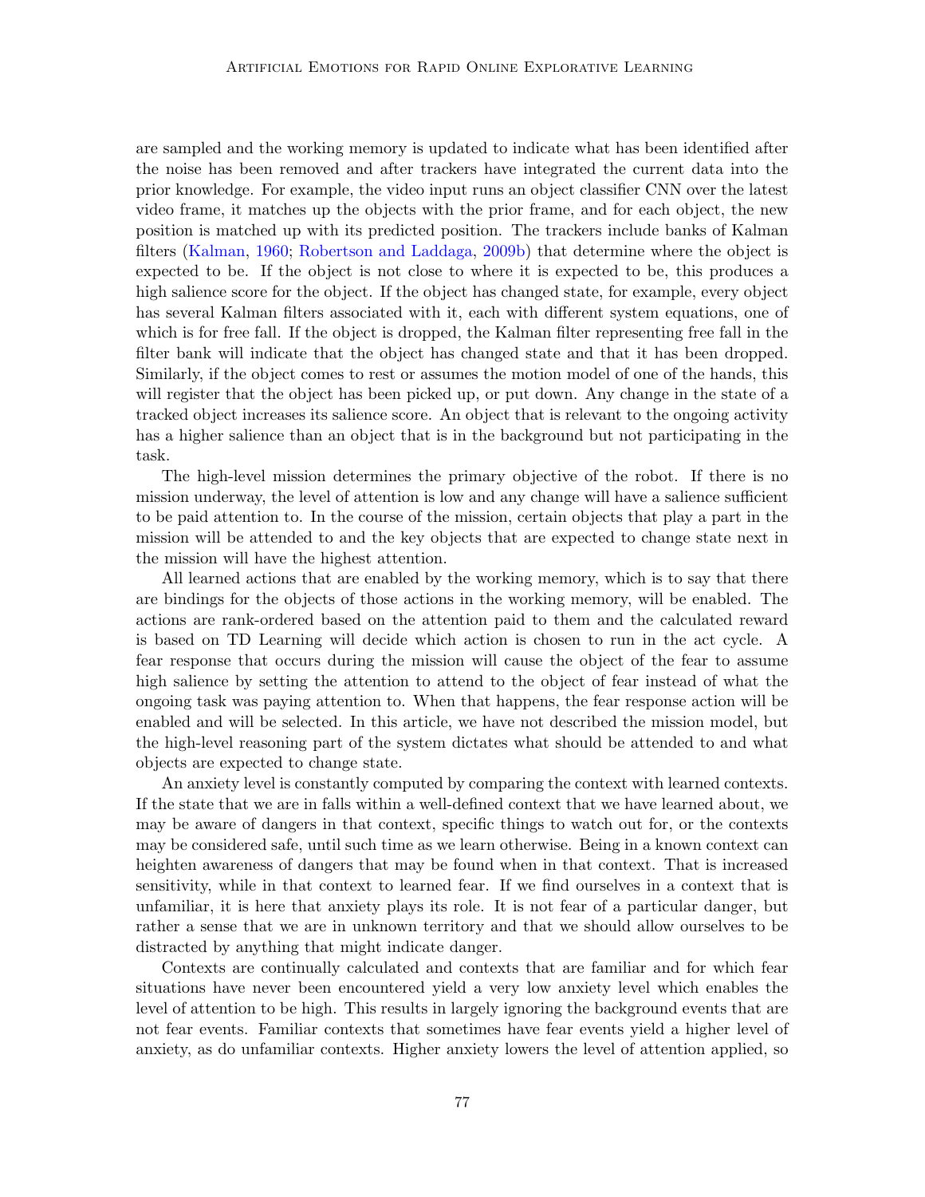are sampled and the working memory is updated to indicate what has been identified after the noise has been removed and after trackers have integrated the current data into the prior knowledge. For example, the video input runs an object classifier CNN over the latest video frame, it matches up the objects with the prior frame, and for each object, the new position is matched up with its predicted position. The trackers include banks of Kalman filters (Kalman, 1960; Robertson and Laddaga, 2009b) that determine where the object is expected to be. If the object is not close to where it is expected to be, this produces a high salience score for the object. If the object has changed state, for example, every object has several Kalman filters associated with it, each with different system equations, one of which is for free fall. If the object is dropped, the Kalman filter representing free fall in the filter bank will indicate that the object has changed state and that it has been dropped. Similarly, if the object comes to rest or assumes the motion model of one of the hands, this will register that the object has been picked up, or put down. Any change in the state of a tracked object increases its salience score. An object that is relevant to the ongoing activity has a higher salience than an object that is in the background but not participating in the task.

The high-level mission determines the primary objective of the robot. If there is no mission underway, the level of attention is low and any change will have a salience sufficient to be paid attention to. In the course of the mission, certain objects that play a part in the mission will be attended to and the key objects that are expected to change state next in the mission will have the highest attention.

All learned actions that are enabled by the working memory, which is to say that there are bindings for the objects of those actions in the working memory, will be enabled. The actions are rank-ordered based on the attention paid to them and the calculated reward is based on TD Learning will decide which action is chosen to run in the act cycle. A fear response that occurs during the mission will cause the object of the fear to assume high salience by setting the attention to attend to the object of fear instead of what the ongoing task was paying attention to. When that happens, the fear response action will be enabled and will be selected. In this article, we have not described the mission model, but the high-level reasoning part of the system dictates what should be attended to and what objects are expected to change state.

An anxiety level is constantly computed by comparing the context with learned contexts. If the state that we are in falls within a well-defined context that we have learned about, we may be aware of dangers in that context, specific things to watch out for, or the contexts may be considered safe, until such time as we learn otherwise. Being in a known context can heighten awareness of dangers that may be found when in that context. That is increased sensitivity, while in that context to learned fear. If we find ourselves in a context that is unfamiliar, it is here that anxiety plays its role. It is not fear of a particular danger, but rather a sense that we are in unknown territory and that we should allow ourselves to be distracted by anything that might indicate danger.

Contexts are continually calculated and contexts that are familiar and for which fear situations have never been encountered yield a very low anxiety level which enables the level of attention to be high. This results in largely ignoring the background events that are not fear events. Familiar contexts that sometimes have fear events yield a higher level of anxiety, as do unfamiliar contexts. Higher anxiety lowers the level of attention applied, so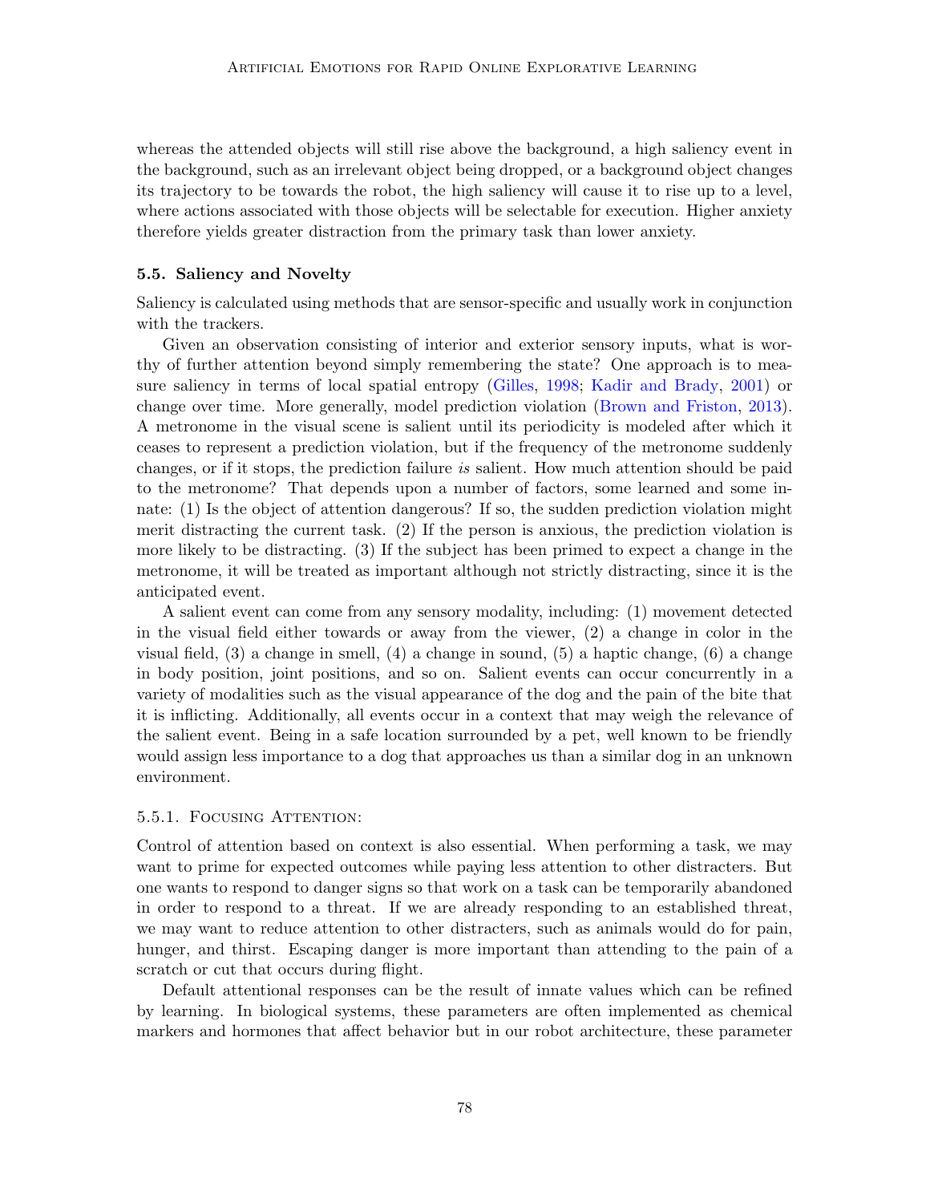whereas the attended objects will still rise above the background, a high saliency event in the background, such as an irrelevant object being dropped, or a background object changes its trajectory to be towards the robot, the high saliency will cause it to rise up to a level, where actions associated with those objects will be selectable for execution. Higher anxiety therefore yields greater distraction from the primary task than lower anxiety.

### 5.5. Saliency and Novelty

Saliency is calculated using methods that are sensor-specific and usually work in conjunction with the trackers.

Given an observation consisting of interior and exterior sensory inputs, what is worthy of further attention beyond simply remembering the state? One approach is to measure saliency in terms of local spatial entropy (Gilles, 1998; Kadir and Brady, 2001) or change over time. More generally, model prediction violation (Brown and Friston, 2013). A metronome in the visual scene is salient until its periodicity is modeled after which it ceases to represent a prediction violation, but if the frequency of the metronome suddenly changes, or if it stops, the prediction failure *is* salient. How much attention should be paid to the metronome? That depends upon a number of factors, some learned and some innate: (1) Is the object of attention dangerous? If so, the sudden prediction violation might merit distracting the current task. (2) If the person is anxious, the prediction violation is more likely to be distracting. (3) If the subject has been primed to expect a change in the metronome, it will be treated as important although not strictly distracting, since it is the anticipated event.

A salient event can come from any sensory modality, including: (1) movement detected in the visual field either towards or away from the viewer, (2) a change in color in the visual field, (3) a change in smell, (4) a change in sound, (5) a haptic change, (6) a change in body position, joint positions, and so on. Salient events can occur concurrently in a variety of modalities such as the visual appearance of the dog and the pain of the bite that it is inflicting. Additionally, all events occur in a context that may weigh the relevance of the salient event. Being in a safe location surrounded by a pet, well known to be friendly would assign less importance to a dog that approaches us than a similar dog in an unknown environment.

#### 5.5.1. Focusing Attention:

Control of attention based on context is also essential. When performing a task, we may want to prime for expected outcomes while paying less attention to other distracters. But one wants to respond to danger signs so that work on a task can be temporarily abandoned in order to respond to a threat. If we are already responding to an established threat, we may want to reduce attention to other distracters, such as animals would do for pain, hunger, and thirst. Escaping danger is more important than attending to the pain of a scratch or cut that occurs during flight.

Default attentional responses can be the result of innate values which can be refined by learning. In biological systems, these parameters are often implemented as chemical markers and hormones that affect behavior but in our robot architecture, these parameter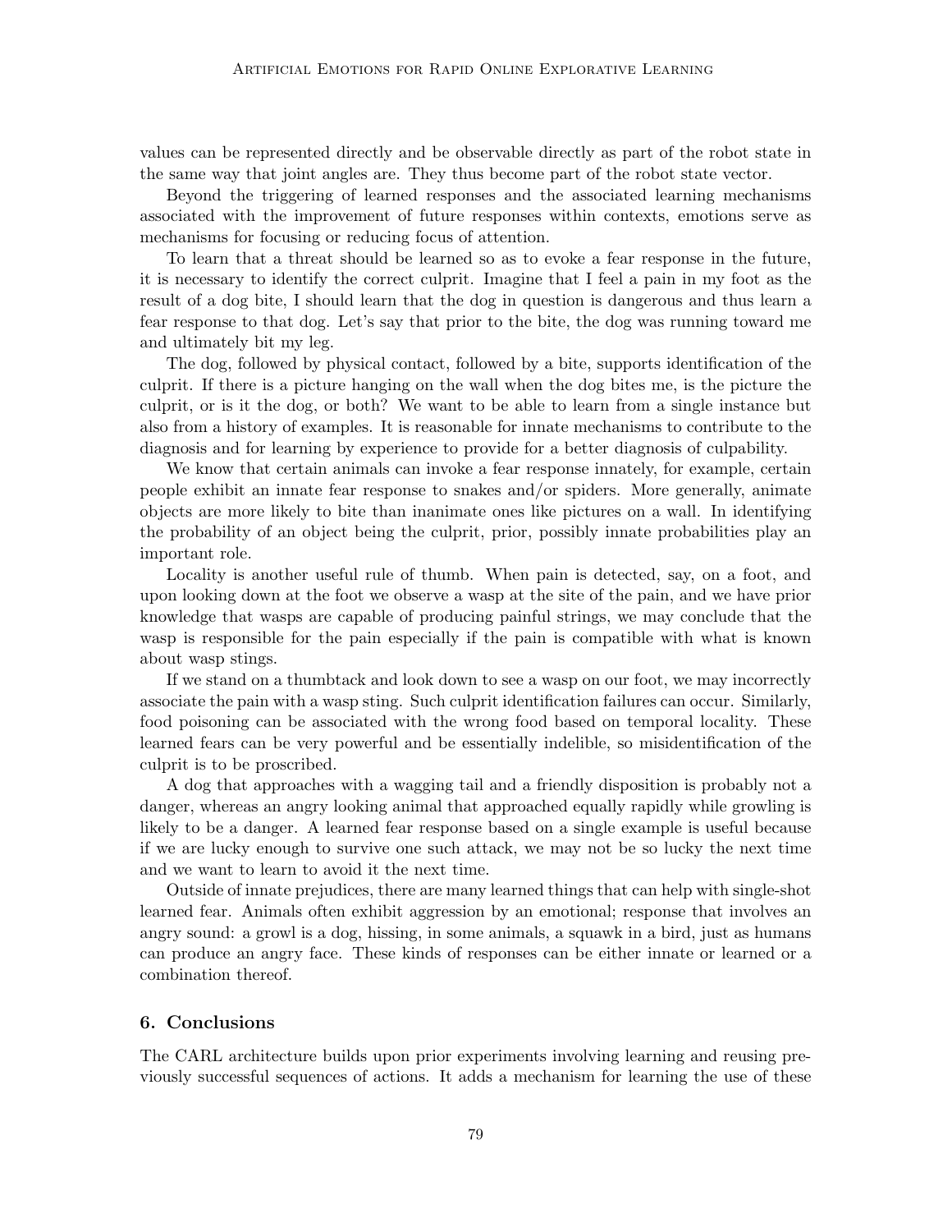values can be represented directly and be observable directly as part of the robot state in the same way that joint angles are. They thus become part of the robot state vector.

Beyond the triggering of learned responses and the associated learning mechanisms associated with the improvement of future responses within contexts, emotions serve as mechanisms for focusing or reducing focus of attention.

To learn that a threat should be learned so as to evoke a fear response in the future, it is necessary to identify the correct culprit. Imagine that I feel a pain in my foot as the result of a dog bite, I should learn that the dog in question is dangerous and thus learn a fear response to that dog. Let's say that prior to the bite, the dog was running toward me and ultimately bit my leg.

The dog, followed by physical contact, followed by a bite, supports identification of the culprit. If there is a picture hanging on the wall when the dog bites me, is the picture the culprit, or is it the dog, or both? We want to be able to learn from a single instance but also from a history of examples. It is reasonable for innate mechanisms to contribute to the diagnosis and for learning by experience to provide for a better diagnosis of culpability.

We know that certain animals can invoke a fear response innately, for example, certain people exhibit an innate fear response to snakes and/or spiders. More generally, animate objects are more likely to bite than inanimate ones like pictures on a wall. In identifying the probability of an object being the culprit, prior, possibly innate probabilities play an important role.

Locality is another useful rule of thumb. When pain is detected, say, on a foot, and upon looking down at the foot we observe a wasp at the site of the pain, and we have prior knowledge that wasps are capable of producing painful strings, we may conclude that the wasp is responsible for the pain especially if the pain is compatible with what is known about wasp stings.

If we stand on a thumbtack and look down to see a wasp on our foot, we may incorrectly associate the pain with a wasp sting. Such culprit identification failures can occur. Similarly, food poisoning can be associated with the wrong food based on temporal locality. These learned fears can be very powerful and be essentially indelible, so misidentification of the culprit is to be proscribed.

A dog that approaches with a wagging tail and a friendly disposition is probably not a danger, whereas an angry looking animal that approached equally rapidly while growling is likely to be a danger. A learned fear response based on a single example is useful because if we are lucky enough to survive one such attack, we may not be so lucky the next time and we want to learn to avoid it the next time.

Outside of innate prejudices, there are many learned things that can help with single-shot learned fear. Animals often exhibit aggression by an emotional; response that involves an angry sound: a growl is a dog, hissing, in some animals, a squawk in a bird, just as humans can produce an angry face. These kinds of responses can be either innate or learned or a combination thereof.

## 6. Conclusions

The CARL architecture builds upon prior experiments involving learning and reusing previously successful sequences of actions. It adds a mechanism for learning the use of these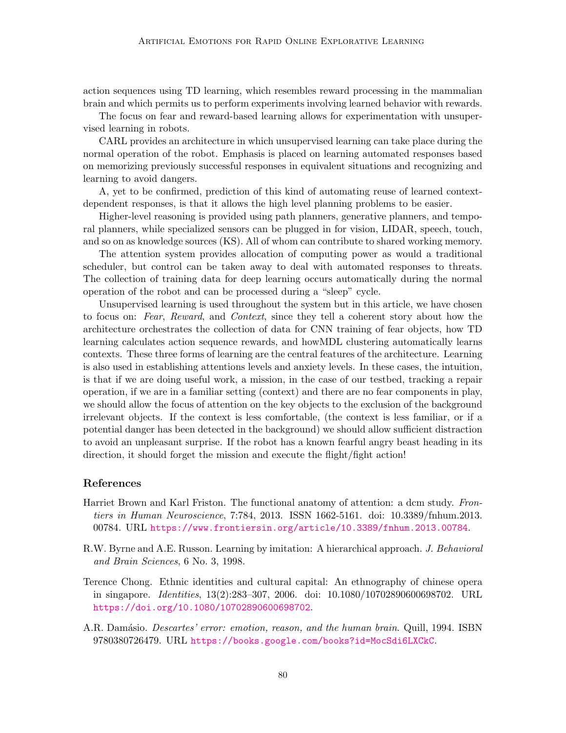action sequences using TD learning, which resembles reward processing in the mammalian brain and which permits us to perform experiments involving learned behavior with rewards.

The focus on fear and reward-based learning allows for experimentation with unsupervised learning in robots.

CARL provides an architecture in which unsupervised learning can take place during the normal operation of the robot. Emphasis is placed on learning automated responses based on memorizing previously successful responses in equivalent situations and recognizing and learning to avoid dangers.

A, yet to be confirmed, prediction of this kind of automating reuse of learned context-dependent responses, is that it allows the high level planning problems to be easier.

Higher-level reasoning is provided using path planners, generative planners, and temporal planners, while specialized sensors can be plugged in for vision, LIDAR, speech, touch, and so on as knowledge sources (KS). All of whom can contribute to shared working memory.

The attention system provides allocation of computing power as would a traditional scheduler, but control can be taken away to deal with automated responses to threats. The collection of training data for deep learning occurs automatically during the normal operation of the robot and can be processed during a "sleep" cycle.

Unsupervised learning is used throughout the system but in this article, we have chosen to focus on: *Fear*, *Reward*, and *Context*, since they tell a coherent story about how the architecture orchestrates the collection of data for CNN training of fear objects, how TD learning calculates action sequence rewards, and howMDL clustering automatically learns contexts. These three forms of learning are the central features of the architecture. Learning is also used in establishing attentions levels and anxiety levels. In these cases, the intuition, is that if we are doing useful work, a mission, in the case of our testbed, tracking a repair operation, if we are in a familiar setting (context) and there are no fear components in play, we should allow the focus of attention on the key objects to the exclusion of the background irrelevant objects. If the context is less comfortable, (the context is less familiar, or if a potential danger has been detected in the background) we should allow sufficient distraction to avoid an unpleasant surprise. If the robot has a known fearful angry beast heading in its direction, it should forget the mission and execute the flight/fight action!

## References

Harriet Brown and Karl Friston. The functional anatomy of attention: a dcm study. *Frontiers in Human Neuroscience*, 7:784, 2013. ISSN 1662-5161. doi: 10.3389/fnhum.2013.00784. URL https://www.frontiersin.org/article/10.3389/fnhum.2013.00784.

R.W. Byrne and A.E. Russon. Learning by imitation: A hierarchical approach. *J. Behavioral and Brain Sciences*, 6 No. 3, 1998.

Terence Chong. Ethnic identities and cultural capital: An ethnography of chinese opera in singapore. *Identities*, 13(2):283–307, 2006. doi: 10.1080/10702890600698702. URL https://doi.org/10.1080/10702890600698702.

A.R. Damásio. *Descartes' error: emotion, reason, and the human brain*. Quill, 1994. ISBN 9780380726479. URL https://books.google.com/books?id=MocSdi6LXCkC.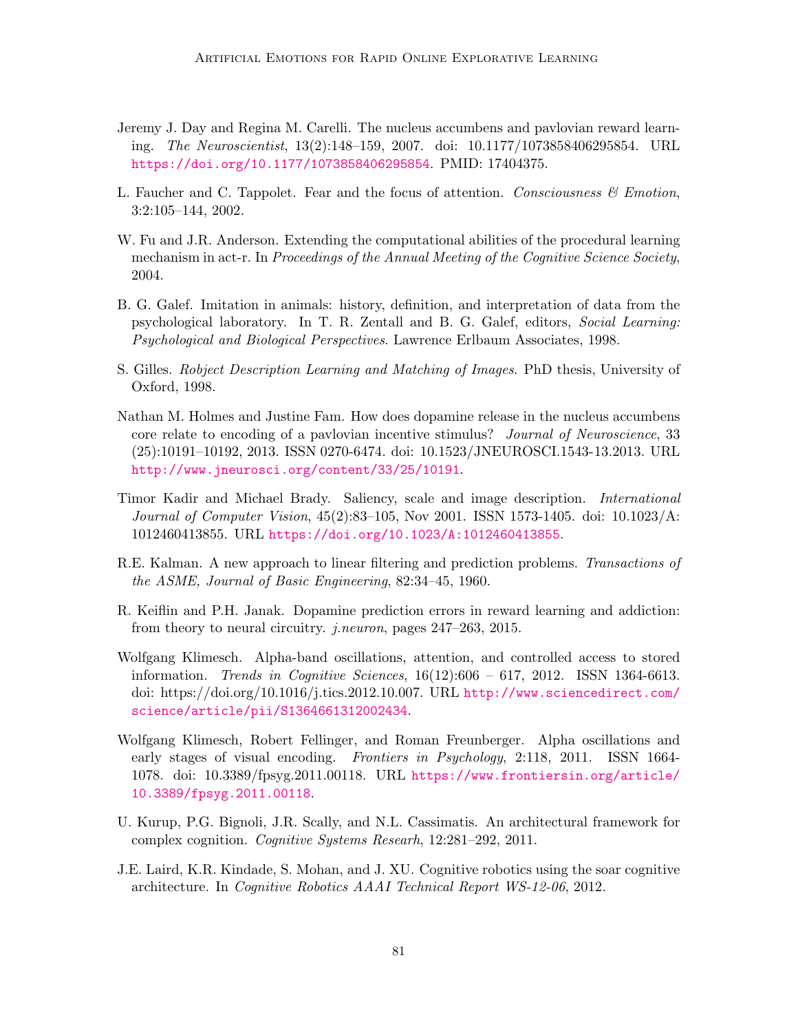Jeremy J. Day and Regina M. Carelli. The nucleus accumbens and pavlovian reward learning. *The Neuroscientist*, 13(2):148–159, 2007. doi: 10.1177/1073858406295854. URL https://doi.org/10.1177/1073858406295854. PMID: 17404375.

L. Faucher and C. Tappolet. Fear and the focus of attention. *Consciousness & Emotion*, 3:2:105–144, 2002.

W. Fu and J.R. Anderson. Extending the computational abilities of the procedural learning mechanism in act-r. In *Proceedings of the Annual Meeting of the Cognitive Science Society*, 2004.

B. G. Galef. Imitation in animals: history, definition, and interpretation of data from the psychological laboratory. In T. R. Zentall and B. G. Galef, editors, *Social Learning: Psychological and Biological Perspectives*. Lawrence Erlbaum Associates, 1998.

S. Gilles. *Robject Description Learning and Matching of Images*. PhD thesis, University of Oxford, 1998.

Nathan M. Holmes and Justine Fam. How does dopamine release in the nucleus accumbens core relate to encoding of a pavlovian incentive stimulus? *Journal of Neuroscience*, 33 (25):10191–10192, 2013. ISSN 0270-6474. doi: 10.1523/JNEUROSCI.1543-13.2013. URL http://www.jneurosci.org/content/33/25/10191.

Timor Kadir and Michael Brady. Saliency, scale and image description. *International Journal of Computer Vision*, 45(2):83–105, Nov 2001. ISSN 1573-1405. doi: 10.1023/A:1012460413855. URL https://doi.org/10.1023/A:1012460413855.

R.E. Kalman. A new approach to linear filtering and prediction problems. *Transactions of the ASME, Journal of Basic Engineering*, 82:34–45, 1960.

R. Keiflin and P.H. Janak. Dopamine prediction errors in reward learning and addiction: from theory to neural circuitry. *j.neuron*, pages 247–263, 2015.

Wolfgang Klimesch. Alpha-band oscillations, attention, and controlled access to stored information. *Trends in Cognitive Sciences*, 16(12):606 – 617, 2012. ISSN 1364-6613. doi: https://doi.org/10.1016/j.tics.2012.10.007. URL http://www.sciencedirect.com/science/article/pii/S1364661312002434.

Wolfgang Klimesch, Robert Fellinger, and Roman Freunberger. Alpha oscillations and early stages of visual encoding. *Frontiers in Psychology*, 2:118, 2011. ISSN 1664-1078. doi: 10.3389/fpsyg.2011.00118. URL https://www.frontiersin.org/article/10.3389/fpsyg.2011.00118.

U. Kurup, P.G. Bignoli, J.R. Scally, and N.L. Cassimatis. An architectural framework for complex cognition. *Cognitive Systems Reseach*, 12:281–292, 2011.

J.E. Laird, K.R. Kindade, S. Mohan, and J. XU. Cognitive robotics using the soar cognitive architecture. In *Cognitive Robotics AAAI Technical Report WS-12-06*, 2012.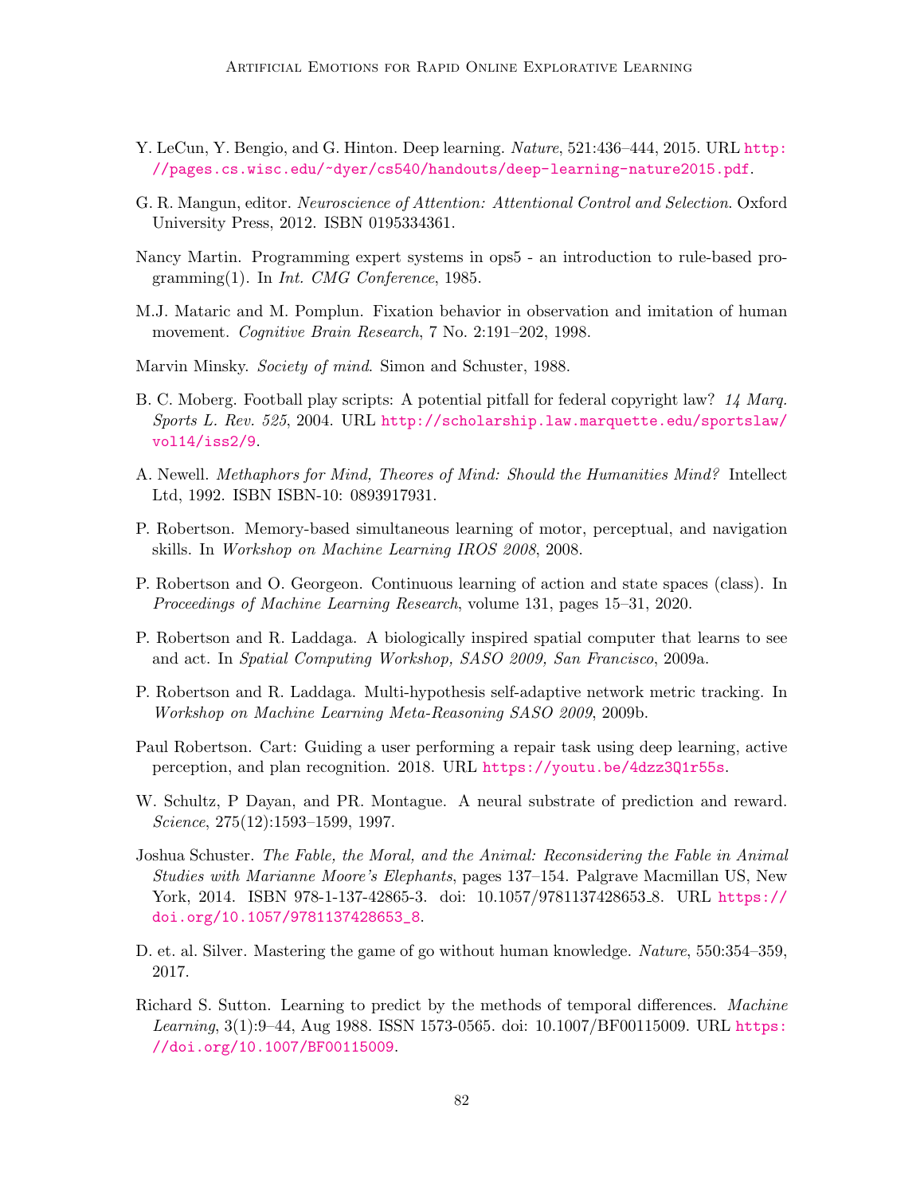Y. LeCun, Y. Bengio, and G. Hinton. Deep learning. *Nature*, 521:436–444, 2015. URL http://pages.cs.wisc.edu/~dyer/cs540/handouts/deep-learning-nature2015.pdf.

G. R. Mangun, editor. *Neuroscience of Attention: Attentional Control and Selection*. Oxford University Press, 2012. ISBN 0195334361.

Nancy Martin. Programming expert systems in ops5 - an introduction to rule-based programming(1). In *Int. CMG Conference*, 1985.

M.J. Mataric and M. Pomplun. Fixation behavior in observation and imitation of human movement. *Cognitive Brain Research*, 7 No. 2:191–202, 1998.

Marvin Minsky. *Society of mind*. Simon and Schuster, 1988.

B. C. Moberg. Football play scripts: A potential pitfall for federal copyright law? *14 Marq. Sports L. Rev. 525*, 2004. URL http://scholarship.law.marquette.edu/sportslaw/vol14/iss2/9.

A. Newell. *Methaphors for Mind, Theores of Mind: Should the Humanities Mind?* Intellect Ltd, 1992. ISBN ISBN-10: 0893917931.

P. Robertson. Memory-based simultaneous learning of motor, perceptual, and navigation skills. In *Workshop on Machine Learning IROS 2008*, 2008.

P. Robertson and O. Georgeon. Continuous learning of action and state spaces (class). In *Proceedings of Machine Learning Research*, volume 131, pages 15–31, 2020.

P. Robertson and R. Laddaga. A biologically inspired spatial computer that learns to see and act. In *Spatial Computing Workshop, SASO 2009, San Francisco*, 2009a.

P. Robertson and R. Laddaga. Multi-hypothesis self-adaptive network metric tracking. In *Workshop on Machine Learning Meta-Reasoning SASO 2009*, 2009b.

Paul Robertson. Cart: Guiding a user performing a repair task using deep learning, active perception, and plan recognition. 2018. URL https://youtu.be/4dzz3Q1r55s.

W. Schultz, P Dayan, and PR. Montague. A neural substrate of prediction and reward. *Science*, 275(12):1593–1599, 1997.

Joshua Schuster. *The Fable, the Moral, and the Animal: Reconsidering the Fable in Animal Studies with Marianne Moore's Elephants*, pages 137–154. Palgrave Macmillan US, New York, 2014. ISBN 978-1-137-42865-3. doi: 10.1057/9781137428653_8. URL https://doi.org/10.1057/9781137428653_8.

D. et. al. Silver. Mastering the game of go without human knowledge. *Nature*, 550:354–359, 2017.

Richard S. Sutton. Learning to predict by the methods of temporal differences. *Machine Learning*, 3(1):9–44, Aug 1988. ISSN 1573-0565. doi: 10.1007/BF00115009. URL https://doi.org/10.1007/BF00115009.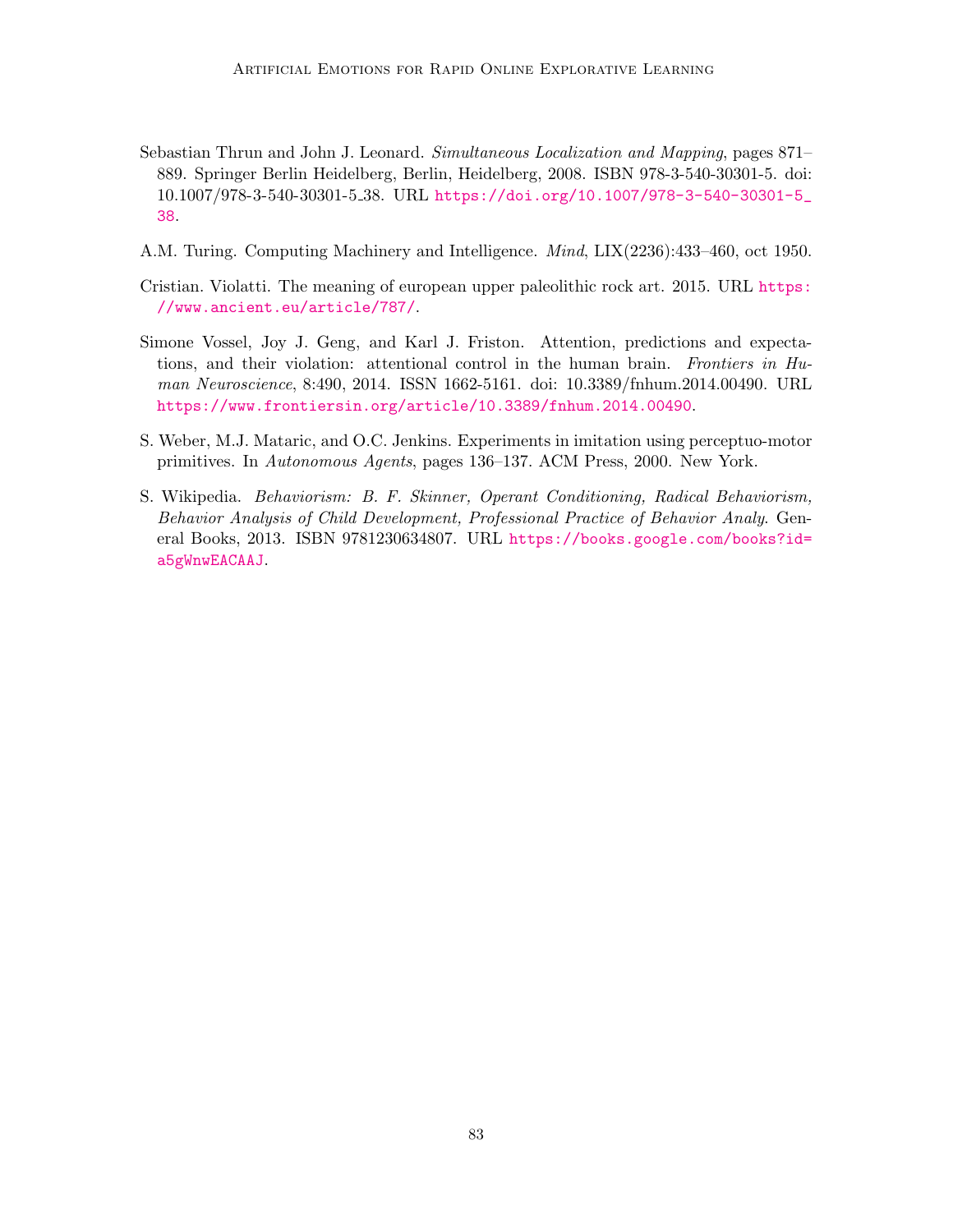Sebastian Thrun and John J. Leonard. *Simultaneous Localization and Mapping*, pages 871–889. Springer Berlin Heidelberg, Berlin, Heidelberg, 2008. ISBN 978-3-540-30301-5. doi: 10.1007/978-3-540-30301-5_38. URL https://doi.org/10.1007/978-3-540-30301-5_38.

A.M. Turing. Computing Machinery and Intelligence. *Mind*, LIX(2236):433–460, oct 1950.

Cristian. Violatti. The meaning of european upper paleolithic rock art. 2015. URL https://www.ancient.eu/article/787/.

Simone Vossel, Joy J. Geng, and Karl J. Friston. Attention, predictions and expectations, and their violation: attentional control in the human brain. *Frontiers in Human Neuroscience*, 8:490, 2014. ISSN 1662-5161. doi: 10.3389/fnhum.2014.00490. URL https://www.frontiersin.org/article/10.3389/fnhum.2014.00490.

S. Weber, M.J. Mataric, and O.C. Jenkins. Experiments in imitation using perceptuo-motor primitives. In *Autonomous Agents*, pages 136–137. ACM Press, 2000. New York.

S. Wikipedia. *Behaviorism: B. F. Skinner, Operant Conditioning, Radical Behaviorism, Behavior Analysis of Child Development, Professional Practice of Behavior Analy*. General Books, 2013. ISBN 9781230634807. URL https://books.google.com/books?id=a5gWnwEACAAJ.